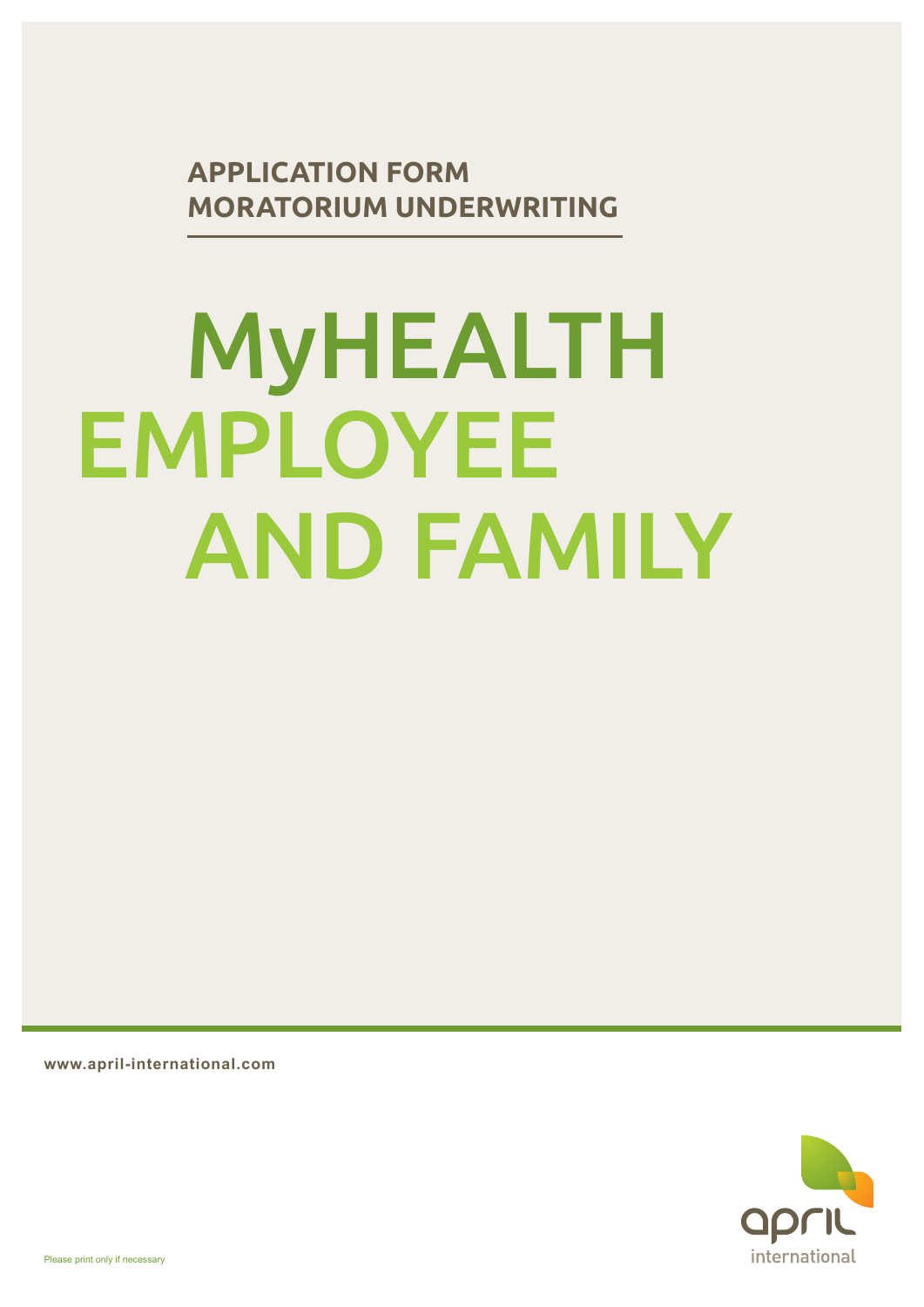## APPLICATION FORM
## MORATORIUM UNDERWRITING

# MyHEALTH EMPLOYEE AND FAMILY

www.april-international.com

april international

Please print only if necessary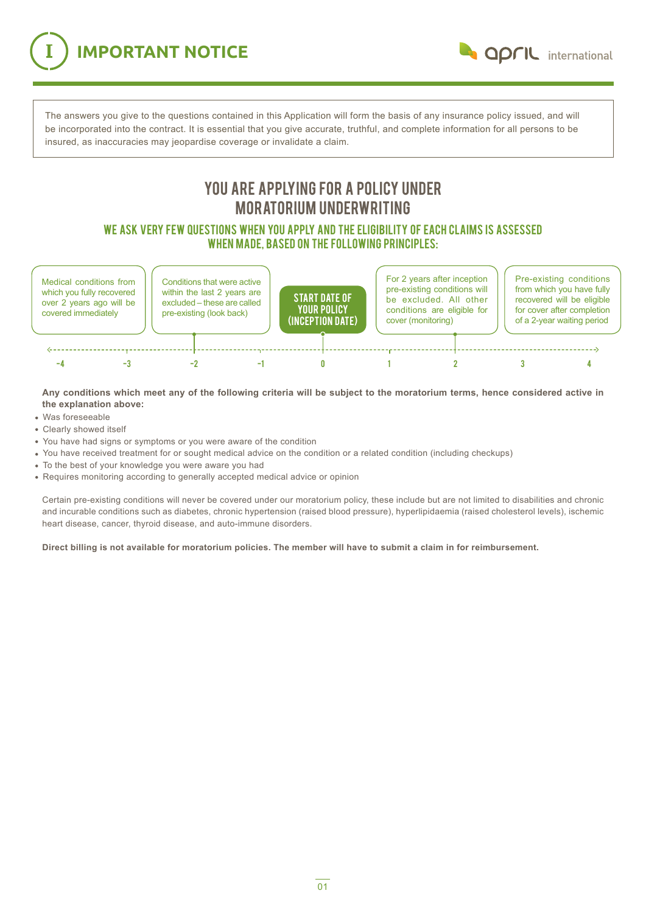# IMPORTANT NOTICE

The answers you give to the questions contained in this Application will form the basis of any insurance policy issued, and will be incorporated into the contract. It is essential that you give accurate, truthful, and complete information for all persons to be insured, as inaccuracies may jeopardise coverage or invalidate a claim.

## YOU ARE APPLYING FOR A POLICY UNDER MORATORIUM UNDERWRITING

### WE ASK VERY FEW QUESTIONS WHEN YOU APPLY AND THE ELIGIBILITY OF EACH CLAIMS IS ASSESSED WHEN MADE, BASED ON THE FOLLOWING PRINCIPLES:

- Medical conditions from which you fully recovered over 2 years ago will be covered immediately
- Conditions that were active within the last 2 years are excluded – these are called pre-existing (look back)
- **START DATE OF YOUR POLICY (INCEPTION DATE)**
- For 2 years after inception pre-existing conditions will be excluded. All other conditions are eligible for cover (monitoring)
- Pre-existing conditions from which you have fully recovered will be eligible for cover after completion of a 2-year waiting period

Timeline: -4 | -3 | -2 | -1 | 0 | 1 | 2 | 3 | 4

**Any conditions which meet any of the following criteria will be subject to the moratorium terms, hence considered active in the explanation above:**

- Was foreseeable
- Clearly showed itself
- You have had signs or symptoms or you were aware of the condition
- You have received treatment for or sought medical advice on the condition or a related condition (including checkups)
- To the best of your knowledge you were aware you had
- Requires monitoring according to generally accepted medical advice or opinion

Certain pre-existing conditions will never be covered under our moratorium policy, these include but are not limited to disabilities and chronic and incurable conditions such as diabetes, chronic hypertension (raised blood pressure), hyperlipidaemia (raised cholesterol levels), ischemic heart disease, cancer, thyroid disease, and auto-immune disorders.

**Direct billing is not available for moratorium policies. The member will have to submit a claim in for reimbursement.**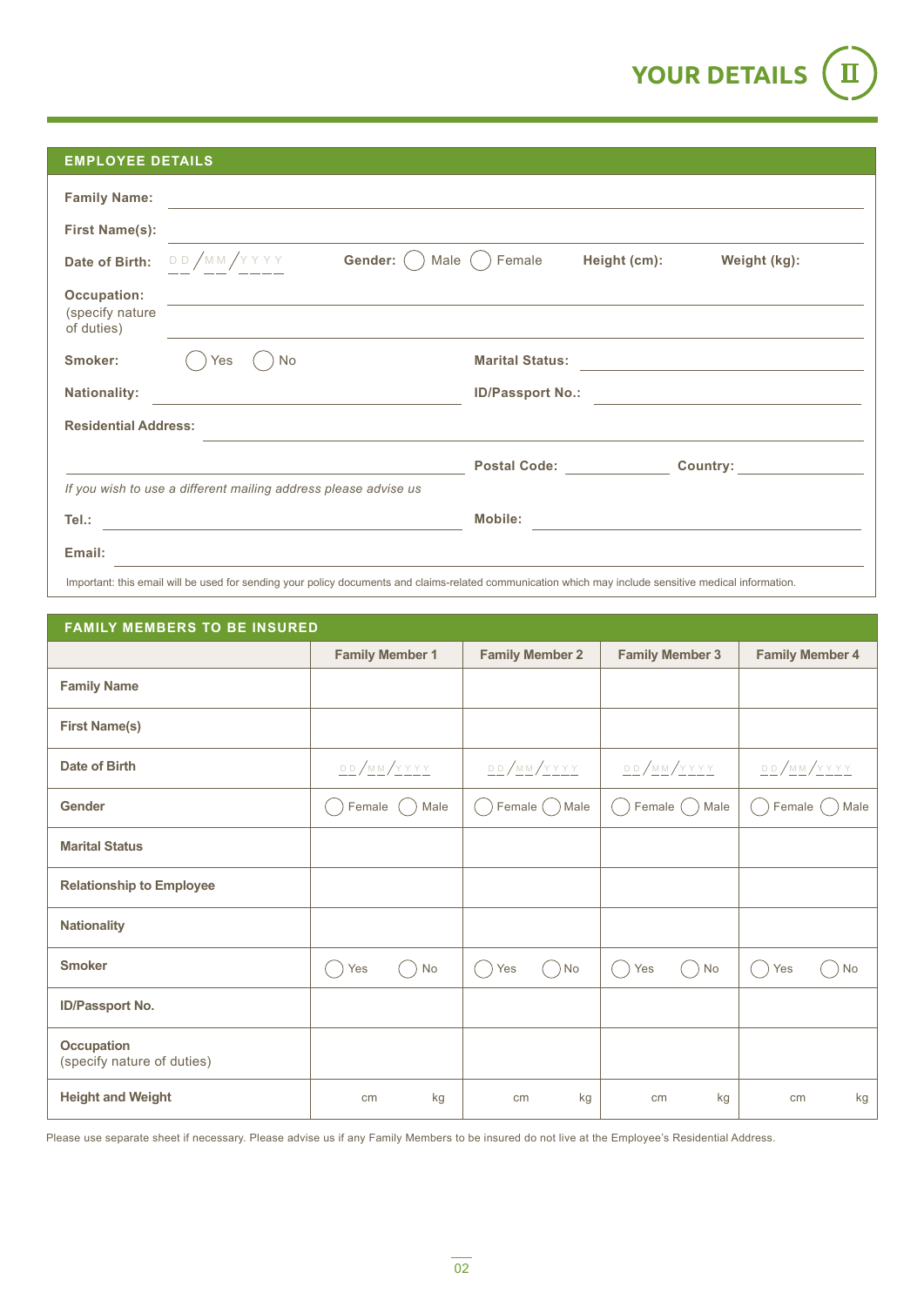# YOUR DETAILS II

## EMPLOYEE DETAILS

**Family Name:** ______________________________

**First Name(s):** ______________________________

**Date of Birth:** DD/MM/YYYY **Gender:** ◯ Male ◯ Female **Height (cm):** **Weight (kg):**

**Occupation:**
(specify nature of duties) ______________________________

**Smoker:** ◯ Yes ◯ No **Marital Status:** ______________________________

**Nationality:** ______________________________ **ID/Passport No.:** ______________________________

**Residential Address:** ______________________________

______________________________ **Postal Code:** ______________ **Country:** ______________

*If you wish to use a different mailing address please advise us*

**Tel.:** ______________________________ **Mobile:** ______________________________

**Email:** ______________________________

Important: this email will be used for sending your policy documents and claims-related communication which may include sensitive medical information.

## FAMILY MEMBERS TO BE INSURED

| | Family Member 1 | Family Member 2 | Family Member 3 | Family Member 4 |
|---|---|---|---|---|
| **Family Name** | | | | |
| **First Name(s)** | | | | |
| **Date of Birth** | DD/MM/YYYY | DD/MM/YYYY | DD/MM/YYYY | DD/MM/YYYY |
| **Gender** | ◯ Female ◯ Male | ◯ Female ◯ Male | ◯ Female ◯ Male | ◯ Female ◯ Male |
| **Marital Status** | | | | |
| **Relationship to Employee** | | | | |
| **Nationality** | | | | |
| **Smoker** | ◯ Yes ◯ No | ◯ Yes ◯ No | ◯ Yes ◯ No | ◯ Yes ◯ No |
| **ID/Passport No.** | | | | |
| **Occupation** (specify nature of duties) | | | | |
| **Height and Weight** | cm kg | cm kg | cm kg | cm kg |

Please use separate sheet if necessary. Please advise us if any Family Members to be insured do not live at the Employee's Residential Address.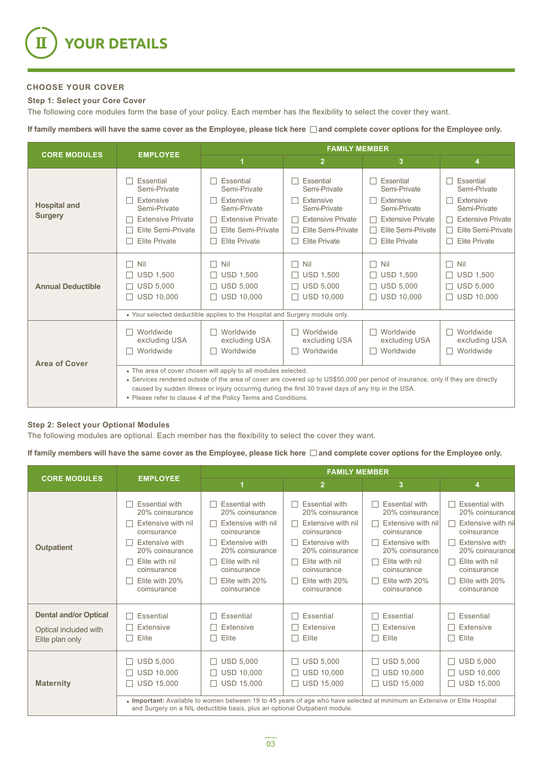# II YOUR DETAILS

### CHOOSE YOUR COVER

**Step 1: Select your Core Cover**

The following core modules form the base of your policy. Each member has the flexibility to select the cover they want.

**If family members will have the same cover as the Employee, please tick here ☐ and complete cover options for the Employee only.**

| CORE MODULES | EMPLOYEE | FAMILY MEMBER 1 | FAMILY MEMBER 2 | FAMILY MEMBER 3 | FAMILY MEMBER 4 |
|---|---|---|---|---|---|
| **Hospital and Surgery** | ☐ Essential Semi-Private<br>☐ Extensive Semi-Private<br>☐ Extensive Private<br>☐ Elite Semi-Private<br>☐ Elite Private | ☐ Essential Semi-Private<br>☐ Extensive Semi-Private<br>☐ Extensive Private<br>☐ Elite Semi-Private<br>☐ Elite Private | ☐ Essential Semi-Private<br>☐ Extensive Semi-Private<br>☐ Extensive Private<br>☐ Elite Semi-Private<br>☐ Elite Private | ☐ Essential Semi-Private<br>☐ Extensive Semi-Private<br>☐ Extensive Private<br>☐ Elite Semi-Private<br>☐ Elite Private | ☐ Essential Semi-Private<br>☐ Extensive Semi-Private<br>☐ Extensive Private<br>☐ Elite Semi-Private<br>☐ Elite Private |
| **Annual Deductible** | ☐ Nil<br>☐ USD 1,500<br>☐ USD 5,000<br>☐ USD 10,000 | ☐ Nil<br>☐ USD 1,500<br>☐ USD 5,000<br>☐ USD 10,000 | ☐ Nil<br>☐ USD 1,500<br>☐ USD 5,000<br>☐ USD 10,000 | ☐ Nil<br>☐ USD 1,500<br>☐ USD 5,000<br>☐ USD 10,000 | ☐ Nil<br>☐ USD 1,500<br>☐ USD 5,000<br>☐ USD 10,000 |
| | • Your selected deductible applies to the Hospital and Surgery module only. | | | | |
| **Area of Cover** | ☐ Worldwide excluding USA<br>☐ Worldwide | ☐ Worldwide excluding USA<br>☐ Worldwide | ☐ Worldwide excluding USA<br>☐ Worldwide | ☐ Worldwide excluding USA<br>☐ Worldwide | ☐ Worldwide excluding USA<br>☐ Worldwide |
| | • The area of cover chosen will apply to all modules selected.<br>• Services rendered outside of the area of cover are covered up to US$50,000 per period of insurance, only if they are directly caused by sudden illness or injury occurring during the first 30 travel days of any trip in the USA.<br>• Please refer to clause 4 of the Policy Terms and Conditions. | | | | |

**Step 2: Select your Optional Modules**

The following modules are optional. Each member has the flexibility to select the cover they want.

**If family members will have the same cover as the Employee, please tick here ☐ and complete cover options for the Employee only.**

| CORE MODULES | EMPLOYEE | FAMILY MEMBER 1 | FAMILY MEMBER 2 | FAMILY MEMBER 3 | FAMILY MEMBER 4 |
|---|---|---|---|---|---|
| **Outpatient** | ☐ Essential with 20% coinsurance<br>☐ Extensive with nil coinsurance<br>☐ Extensive with 20% coinsurance<br>☐ Elite with nil coinsurance<br>☐ Elite with 20% coinsurance | ☐ Essential with 20% coinsurance<br>☐ Extensive with nil coinsurance<br>☐ Extensive with 20% coinsurance<br>☐ Elite with nil coinsurance<br>☐ Elite with 20% coinsurance | ☐ Essential with 20% coinsurance<br>☐ Extensive with nil coinsurance<br>☐ Extensive with 20% coinsurance<br>☐ Elite with nil coinsurance<br>☐ Elite with 20% coinsurance | ☐ Essential with 20% coinsurance<br>☐ Extensive with nil coinsurance<br>☐ Extensive with 20% coinsurance<br>☐ Elite with nil coinsurance<br>☐ Elite with 20% coinsurance | ☐ Essential with 20% coinsurance<br>☐ Extensive with nil coinsurance<br>☐ Extensive with 20% coinsurance<br>☐ Elite with nil coinsurance<br>☐ Elite with 20% coinsurance |
| **Dental and/or Optical**<br>Optical included with Elite plan only | ☐ Essential<br>☐ Extensive<br>☐ Elite | ☐ Essential<br>☐ Extensive<br>☐ Elite | ☐ Essential<br>☐ Extensive<br>☐ Elite | ☐ Essential<br>☐ Extensive<br>☐ Elite | ☐ Essential<br>☐ Extensive<br>☐ Elite |
| **Maternity** | ☐ USD 5,000<br>☐ USD 10,000<br>☐ USD 15,000 | ☐ USD 5,000<br>☐ USD 10,000<br>☐ USD 15,000 | ☐ USD 5,000<br>☐ USD 10,000<br>☐ USD 15,000 | ☐ USD 5,000<br>☐ USD 10,000<br>☐ USD 15,000 | ☐ USD 5,000<br>☐ USD 10,000<br>☐ USD 15,000 |
| | • **Important:** Available to women between 19 to 45 years of age who have selected at minimum an Extensive or Elite Hospital and Surgery on a NIL deductible basis, plus an optional Outpatient module. | | | | |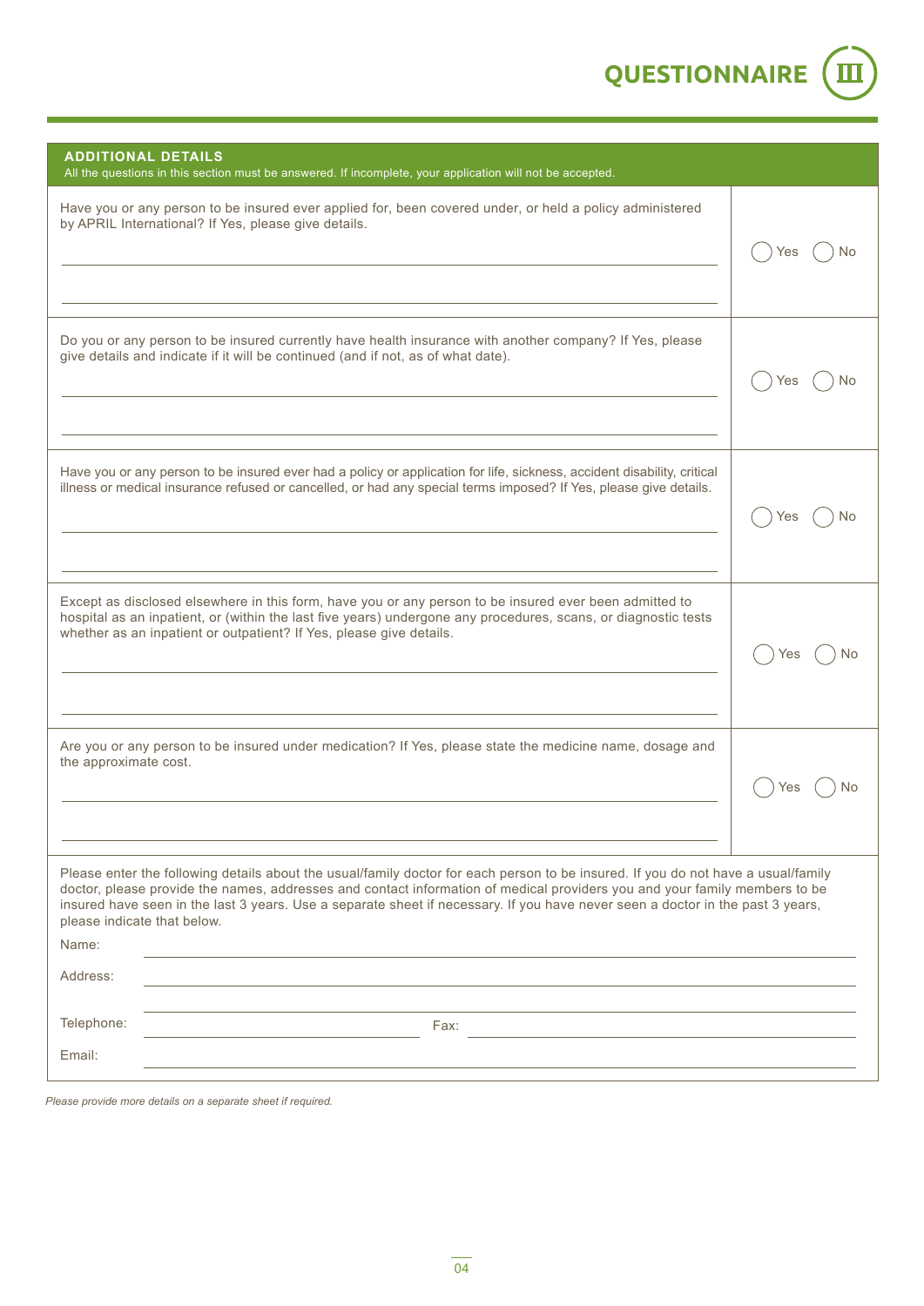# QUESTIONNAIRE

## ADDITIONAL DETAILS

All the questions in this section must be answered. If incomplete, your application will not be accepted.

| Question | Answer |
|---|---|
| Have you or any person to be insured ever applied for, been covered under, or held a policy administered by APRIL International? If Yes, please give details.<br>\_\_\_\_\_\_\_\_\_\_\_\_\_\_\_\_\_\_\_\_<br>\_\_\_\_\_\_\_\_\_\_\_\_\_\_\_\_\_\_\_\_ | ◯ Yes ◯ No |
| Do you or any person to be insured currently have health insurance with another company? If Yes, please give details and indicate if it will be continued (and if not, as of what date).<br>\_\_\_\_\_\_\_\_\_\_\_\_\_\_\_\_\_\_\_\_<br>\_\_\_\_\_\_\_\_\_\_\_\_\_\_\_\_\_\_\_\_ | ◯ Yes ◯ No |
| Have you or any person to be insured ever had a policy or application for life, sickness, accident disability, critical illness or medical insurance refused or cancelled, or had any special terms imposed? If Yes, please give details.<br>\_\_\_\_\_\_\_\_\_\_\_\_\_\_\_\_\_\_\_\_<br>\_\_\_\_\_\_\_\_\_\_\_\_\_\_\_\_\_\_\_\_ | ◯ Yes ◯ No |
| Except as disclosed elsewhere in this form, have you or any person to be insured ever been admitted to hospital as an inpatient, or (within the last five years) undergone any procedures, scans, or diagnostic tests whether as an inpatient or outpatient? If Yes, please give details.<br>\_\_\_\_\_\_\_\_\_\_\_\_\_\_\_\_\_\_\_\_<br>\_\_\_\_\_\_\_\_\_\_\_\_\_\_\_\_\_\_\_\_ | ◯ Yes ◯ No |
| Are you or any person to be insured under medication? If Yes, please state the medicine name, dosage and the approximate cost.<br>\_\_\_\_\_\_\_\_\_\_\_\_\_\_\_\_\_\_\_\_<br>\_\_\_\_\_\_\_\_\_\_\_\_\_\_\_\_\_\_\_\_ | ◯ Yes ◯ No |

Please enter the following details about the usual/family doctor for each person to be insured. If you do not have a usual/family doctor, please provide the names, addresses and contact information of medical providers you and your family members to be insured have seen in the last 3 years. Use a separate sheet if necessary. If you have never seen a doctor in the past 3 years, please indicate that below.

Name: \_\_\_\_\_\_\_\_\_\_\_\_\_\_\_\_\_\_\_\_

Address: \_\_\_\_\_\_\_\_\_\_\_\_\_\_\_\_\_\_\_\_

\_\_\_\_\_\_\_\_\_\_\_\_\_\_\_\_\_\_\_\_

Telephone: \_\_\_\_\_\_\_\_\_\_\_\_ Fax: \_\_\_\_\_\_\_\_\_\_\_\_

Email: \_\_\_\_\_\_\_\_\_\_\_\_\_\_\_\_\_\_\_\_

*Please provide more details on a separate sheet if required.*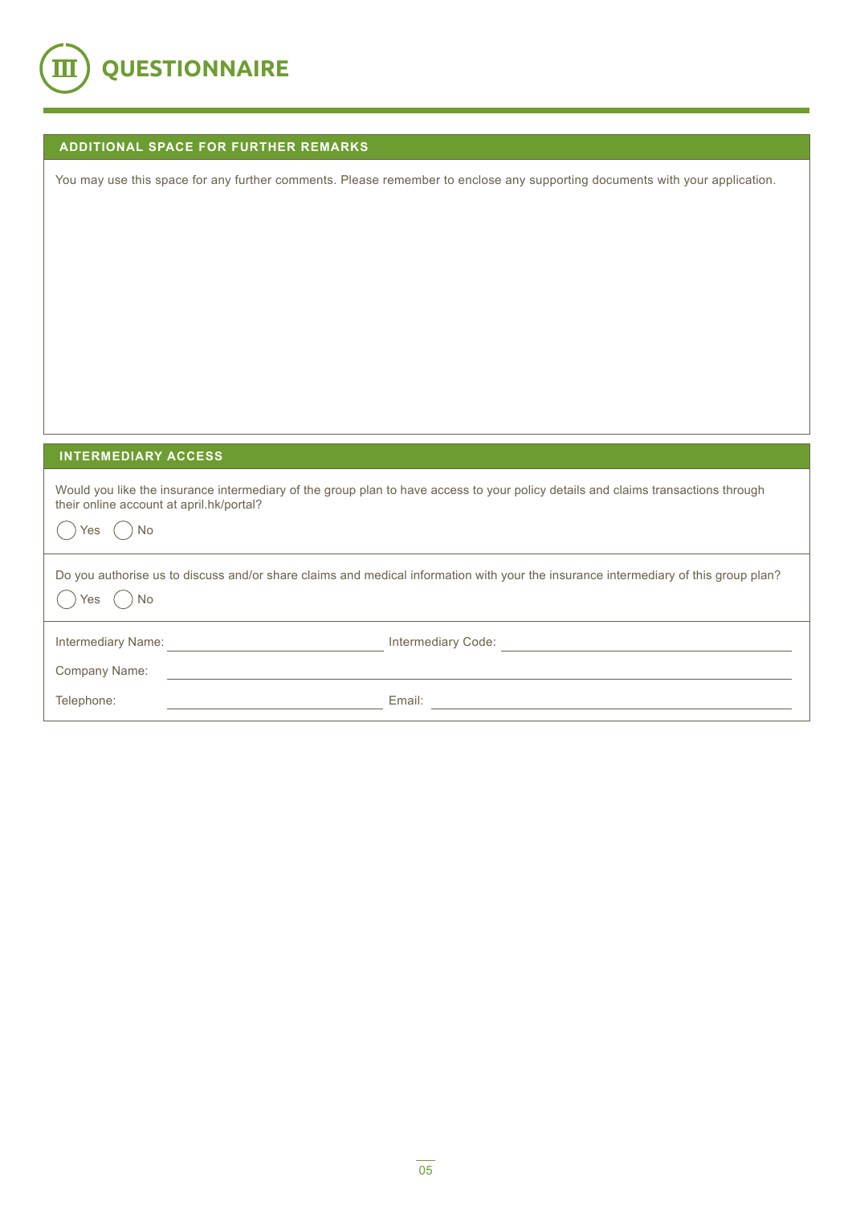# III QUESTIONNAIRE

## ADDITIONAL SPACE FOR FURTHER REMARKS

You may use this space for any further comments. Please remember to enclose any supporting documents with your application.

## INTERMEDIARY ACCESS

Would you like the insurance intermediary of the group plan to have access to your policy details and claims transactions through their online account at april.hk/portal?

◯ Yes ◯ No

Do you authorise us to discuss and/or share claims and medical information with your the insurance intermediary of this group plan?

◯ Yes ◯ No

Intermediary Name: ______________________ Intermediary Code: ______________________

Company Name: ______________________________________________

Telephone: ______________________ Email: ______________________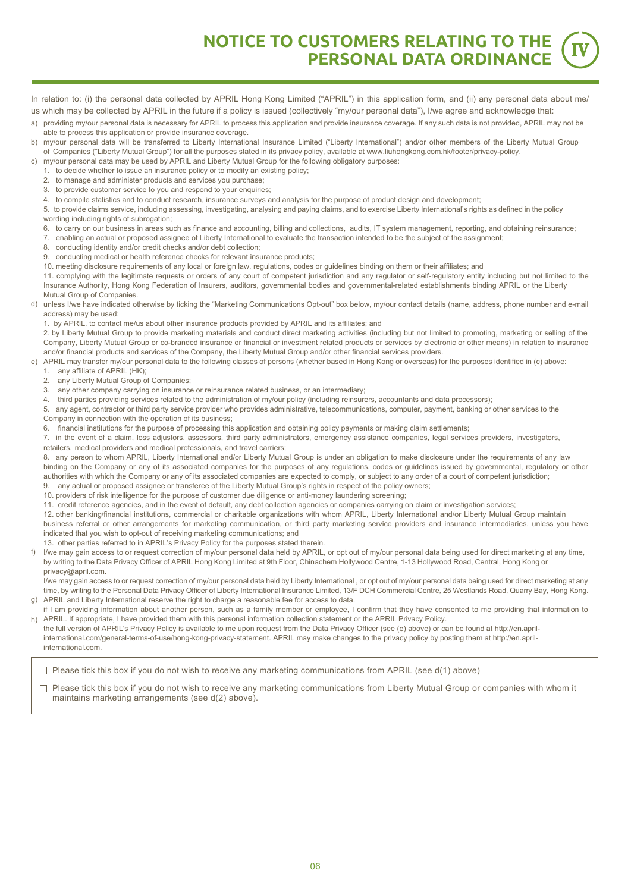# NOTICE TO CUSTOMERS RELATING TO THE PERSONAL DATA ORDINANCE

IV

In relation to: (i) the personal data collected by APRIL Hong Kong Limited ("APRIL") in this application form, and (ii) any personal data about me/us which may be collected by APRIL in the future if a policy is issued (collectively "my/our personal data"), I/we agree and acknowledge that:

a) providing my/our personal data is necessary for APRIL to process this application and provide insurance coverage. If any such data is not provided, APRIL may not be able to process this application or provide insurance coverage.

b) my/our personal data will be transferred to Liberty International Insurance Limited ("Liberty International") and/or other members of the Liberty Mutual Group of Companies ("Liberty Mutual Group") for all the purposes stated in its privacy policy, available at www.liuhongkong.com.hk/footer/privacy-policy.

c) my/our personal data may be used by APRIL and Liberty Mutual Group for the following obligatory purposes:
   1. to decide whether to issue an insurance policy or to modify an existing policy;
   2. to manage and administer products and services you purchase;
   3. to provide customer service to you and respond to your enquiries;
   4. to compile statistics and to conduct research, insurance surveys and analysis for the purpose of product design and development;
   5. to provide claims service, including assessing, investigating, analysing and paying claims, and to exercise Liberty International's rights as defined in the policy wording including rights of subrogation;
   6. to carry on our business in areas such as finance and accounting, billing and collections, audits, IT system management, reporting, and obtaining reinsurance;
   7. enabling an actual or proposed assignee of Liberty International to evaluate the transaction intended to be the subject of the assignment;
   8. conducting identity and/or credit checks and/or debt collection;
   9. conducting medical or health reference checks for relevant insurance products;
   10. meeting disclosure requirements of any local or foreign law, regulations, codes or guidelines binding on them or their affiliates; and
   11. complying with the legitimate requests or orders of any court of competent jurisdiction and any regulator or self-regulatory entity including but not limited to the Insurance Authority, Hong Kong Federation of Insurers, auditors, governmental bodies and governmental-related establishments binding APRIL or the Liberty Mutual Group of Companies.

d) unless I/we have indicated otherwise by ticking the "Marketing Communications Opt-out" box below, my/our contact details (name, address, phone number and e-mail address) may be used:
   1. by APRIL, to contact me/us about other insurance products provided by APRIL and its affiliates; and
   2. by Liberty Mutual Group to provide marketing materials and conduct direct marketing activities (including but not limited to promoting, marketing or selling of the Company, Liberty Mutual Group or co-branded insurance or financial or investment related products or services by electronic or other means) in relation to insurance and/or financial products and services of the Company, the Liberty Mutual Group and/or other financial services providers.

e) APRIL may transfer my/our personal data to the following classes of persons (whether based in Hong Kong or overseas) for the purposes identified in (c) above:
   1. any affiliate of APRIL (HK);
   2. any Liberty Mutual Group of Companies;
   3. any other company carrying on insurance or reinsurance related business, or an intermediary;
   4. third parties providing services related to the administration of my/our policy (including reinsurers, accountants and data processors);
   5. any agent, contractor or third party service provider who provides administrative, telecommunications, computer, payment, banking or other services to the Company in connection with the operation of its business;
   6. financial institutions for the purpose of processing this application and obtaining policy payments or making claim settlements;
   7. in the event of a claim, loss adjustors, assessors, third party administrators, emergency assistance companies, legal services providers, investigators, retailers, medical providers and medical professionals, and travel carriers;
   8. any person to whom APRIL, Liberty International and/or Liberty Mutual Group is under an obligation to make disclosure under the requirements of any law binding on the Company or any of its associated companies for the purposes of any regulations, codes or guidelines issued by governmental, regulatory or other authorities with which the Company or any of its associated companies are expected to comply, or subject to any order of a court of competent jurisdiction;
   9. any actual or proposed assignee or transferee of the Liberty Mutual Group's rights in respect of the policy owners;
   10. providers of risk intelligence for the purpose of customer due diligence or anti-money laundering screening;
   11. credit reference agencies, and in the event of default, any debt collection agencies or companies carrying on claim or investigation services;
   12. other banking/financial institutions, commercial or charitable organizations with whom APRIL, Liberty International and/or Liberty Mutual Group maintain business referral or other arrangements for marketing communication, or third party marketing service providers and insurance intermediaries, unless you have indicated that you wish to opt-out of receiving marketing communications; and
   13. other parties referred to in APRIL's Privacy Policy for the purposes stated therein.

f) I/we may gain access to or request correction of my/our personal data held by APRIL, or opt out of my/our personal data being used for direct marketing at any time, by writing to the Data Privacy Officer of APRIL Hong Kong Limited at 9th Floor, Chinachem Hollywood Centre, 1-13 Hollywood Road, Central, Hong Kong or privacy@april.com.
   I/we may gain access to or request correction of my/our personal data held by Liberty International , or opt out of my/our personal data being used for direct marketing at any time, by writing to the Personal Data Privacy Officer of Liberty International Insurance Limited, 13/F DCH Commercial Centre, 25 Westlands Road, Quarry Bay, Hong Kong.

g) APRIL and Liberty International reserve the right to charge a reasonable fee for access to data.
   if I am providing information about another person, such as a family member or employee, I confirm that they have consented to me providing that information to APRIL. If appropriate, I have provided them with this personal information collection statement or the APRIL Privacy Policy.

h) the full version of APRIL's Privacy Policy is available to me upon request from the Data Privacy Officer (see (e) above) or can be found at http://en.april-international.com/general-terms-of-use/hong-kong-privacy-statement. APRIL may make changes to the privacy policy by posting them at http://en.april-international.com.

☐ Please tick this box if you do not wish to receive any marketing communications from APRIL (see d(1) above)

☐ Please tick this box if you do not wish to receive any marketing communications from Liberty Mutual Group or companies with whom it maintains marketing arrangements (see d(2) above).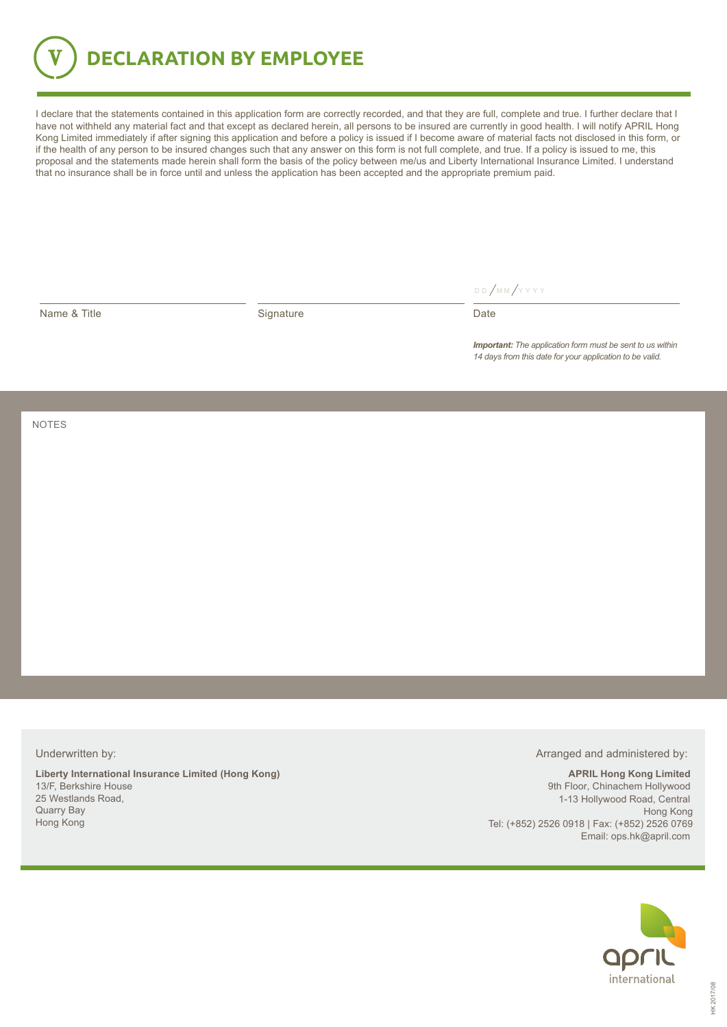# V DECLARATION BY EMPLOYEE

I declare that the statements contained in this application form are correctly recorded, and that they are full, complete and true. I further declare that I have not withheld any material fact and that except as declared herein, all persons to be insured are currently in good health. I will notify APRIL Hong Kong Limited immediately if after signing this application and before a policy is issued if I become aware of material facts not disclosed in this form, or if the health of any person to be insured changes such that any answer on this form is not full complete, and true. If a policy is issued to me, this proposal and the statements made herein shall form the basis of the policy between me/us and Liberty International Insurance Limited. I understand that no insurance shall be in force until and unless the application has been accepted and the appropriate premium paid.

Name & Title

Signature

DD / MM / YYYY

Date

***Important:*** *The application form must be sent to us within 14 days from this date for your application to be valid.*

NOTES

Underwritten by:

**Liberty International Insurance Limited (Hong Kong)**
13/F, Berkshire House
25 Westlands Road,
Quarry Bay
Hong Kong

Arranged and administered by:

**APRIL Hong Kong Limited**
9th Floor, Chinachem Hollywood
1-13 Hollywood Road, Central
Hong Kong
Tel: (+852) 2526 0918 | Fax: (+852) 2526 0769
Email: ops.hk@april.com

april international

HK 2017/08